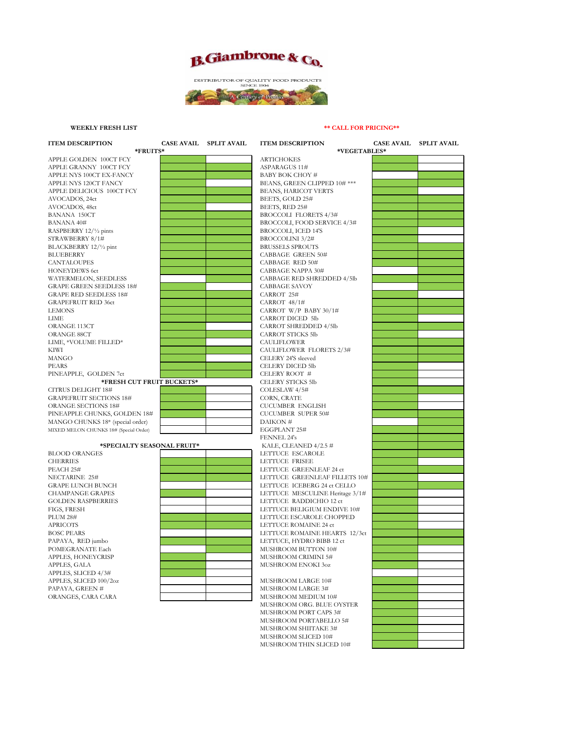# B.Giambrone & Co.

DISTRIBUTOR OF QUALITY FOOD PRODUCTS
SINCE 1904

A Century of Produce

**WEEKLY FRESH LIST**

**\*\* CALL FOR PRICING\*\***

| ITEM DESCRIPTION | CASE AVAIL | SPLIT AVAIL |
|---|---|---|
| **\*FRUITS\*** | | |
| APPLE GOLDEN 100CT FCY | | |
| APPLE GRANNY 100CT FCY | | |
| APPLE NYS 100CT EX-FANCY | | |
| APPLE NYS 120CT FANCY | | |
| APPLE DELICIOUS 100CT FCY | | |
| AVOCADOS, 24ct | | |
| AVOCADOS, 48ct | | |
| BANANA 150CT | | |
| BANANA 40# | | |
| RASPBERRY 12/½ pints | | |
| STRAWBERRY 8/1# | | |
| BLACKBERRY 12/½ pint | | |
| BLUEBERRY | | |
| CANTALOUPES | | |
| HONEYDEWS 6ct | | |
| WATERMELON, SEEDLESS | | |
| GRAPE GREEN SEEDLESS 18# | | |
| GRAPE RED SEEDLESS 18# | | |
| GRAPEFRUIT RED 36ct | | |
| LEMONS | | |
| LIME | | |
| ORANGE 113CT | | |
| ORANGE 88CT | | |
| LIME, \*VOLUME FILLED\* | | |
| KIWI | | |
| MANGO | | |
| PEARS | | |
| PINEAPPLE, GOLDEN 7ct | | |
| **\*FRESH CUT FRUIT BUCKETS\*** | | |
| CITRUS DELIGHT 18# | | |
| GRAPEFRUIT SECTIONS 18# | | |
| ORANGE SECTIONS 18# | | |
| PINEAPPLE CHUNKS, GOLDEN 18# | | |
| MANGO CHUNKS 18\* (special order) | | |
| MIXED MELON CHUNKS 18# (Special Order) | | |
| **\*SPECIALTY SEASONAL FRUIT\*** | | |
| BLOOD ORANGES | | |
| CHERRIES | | |
| PEACH 25# | | |
| NECTARINE 25# | | |
| GRAPE LUNCH BUNCH | | |
| CHAMPANGE GRAPES | | |
| GOLDEN RASPBERRIES | | |
| FIGS, FRESH | | |
| PLUM 28# | | |
| APRICOTS | | |
| BOSC PEARS | | |
| PAPAYA, RED jumbo | | |
| POMEGRANATE Each | | |
| APPLES, HONEYCRISP | | |
| APPLES, GALA | | |
| APPLES, SLICED 4/3# | | |
| APPLES, SLICED 100/2oz | | |
| PAPAYA, GREEN # | | |
| ORANGES, CARA CARA | | |

| ITEM DESCRIPTION | CASE AVAIL | SPLIT AVAIL |
|---|---|---|
| **\*VEGETABLES\*** | | |
| ARTICHOKES | | |
| ASPARAGUS 11# | | |
| BABY BOK CHOY # | | |
| BEANS, GREEN CLIPPED 10# \*\*\* | | |
| BEANS, HARICOT VERTS | | |
| BEETS, GOLD 25# | | |
| BEETS, RED 25# | | |
| BROCCOLI FLORETS 4/3# | | |
| BROCCOLI, FOOD SERVICE 4/3# | | |
| BROCCOLI, ICED 14'S | | |
| BROCCOLINI 3/2# | | |
| BRUSSELS SPROUTS | | |
| CABBAGE GREEN 50# | | |
| CABBAGE RED 50# | | |
| CABBAGE NAPPA 30# | | |
| CABBAGE RED SHREDDED 4/5lb | | |
| CABBAGE SAVOY | | |
| CARROT 25# | | |
| CARROT 48/1# | | |
| CARROT W/P BABY 30/1# | | |
| CARROT DICED 5lb | | |
| CARROT SHREDDED 4/5lb | | |
| CARROT STICKS 5lb | | |
| CAULIFLOWER | | |
| CAULIFLOWER FLORETS 2/3# | | |
| CELERY 24'S sleeved | | |
| CELERY DICED 5lb | | |
| CELERY ROOT # | | |
| CELERY STICKS 5lb | | |
| COLESLAW 4/5# | | |
| CORN, CRATE | | |
| CUCUMBER ENGLISH | | |
| CUCUMBER SUPER 50# | | |
| DAIKON # | | |
| EGGPLANT 25# | | |
| FENNEL 24's | | |
| KALE, CLEANED 4/2.5 # | | |
| LETTUCE ESCAROLE | | |
| LETTUCE FRISEE | | |
| LETTUCE GREENLEAF 24 ct | | |
| LETTUCE GREENLEAF FILLETS 10# | | |
| LETTUCE ICEBERG 24 ct CELLO | | |
| LETTUCE MESCULINE Heritage 3/1# | | |
| LETTUCE RADDICHIO 12 ct | | |
| LETTUCE BELIGIUM ENDIVE 10# | | |
| LETTUCE ESCAROLE CHOPPED | | |
| LETTUCE ROMAINE 24 ct | | |
| LETTUCE ROMAINE HEARTS 12/3ct | | |
| LETTUCE, HYDRO BIBB 12 ct | | |
| MUSHROOM BUTTON 10# | | |
| MUSHROOM CRIMINI 5# | | |
| MUSHROOM ENOKI 3oz | | |
| | | |
| MUSHROOM LARGE 10# | | |
| MUSHROOM LARGE 3# | | |
| MUSHROOM MEDIUM 10# | | |
| MUSHROOM ORG. BLUE OYSTER | | |
| MUSHROOM PORT CAPS 3# | | |
| MUSHROOM PORTABELLO 5# | | |
| MUSHROOM SHIITAKE 3# | | |
| MUSHROOM SLICED 10# | | |
| MUSHROOM THIN SLICED 10# | | |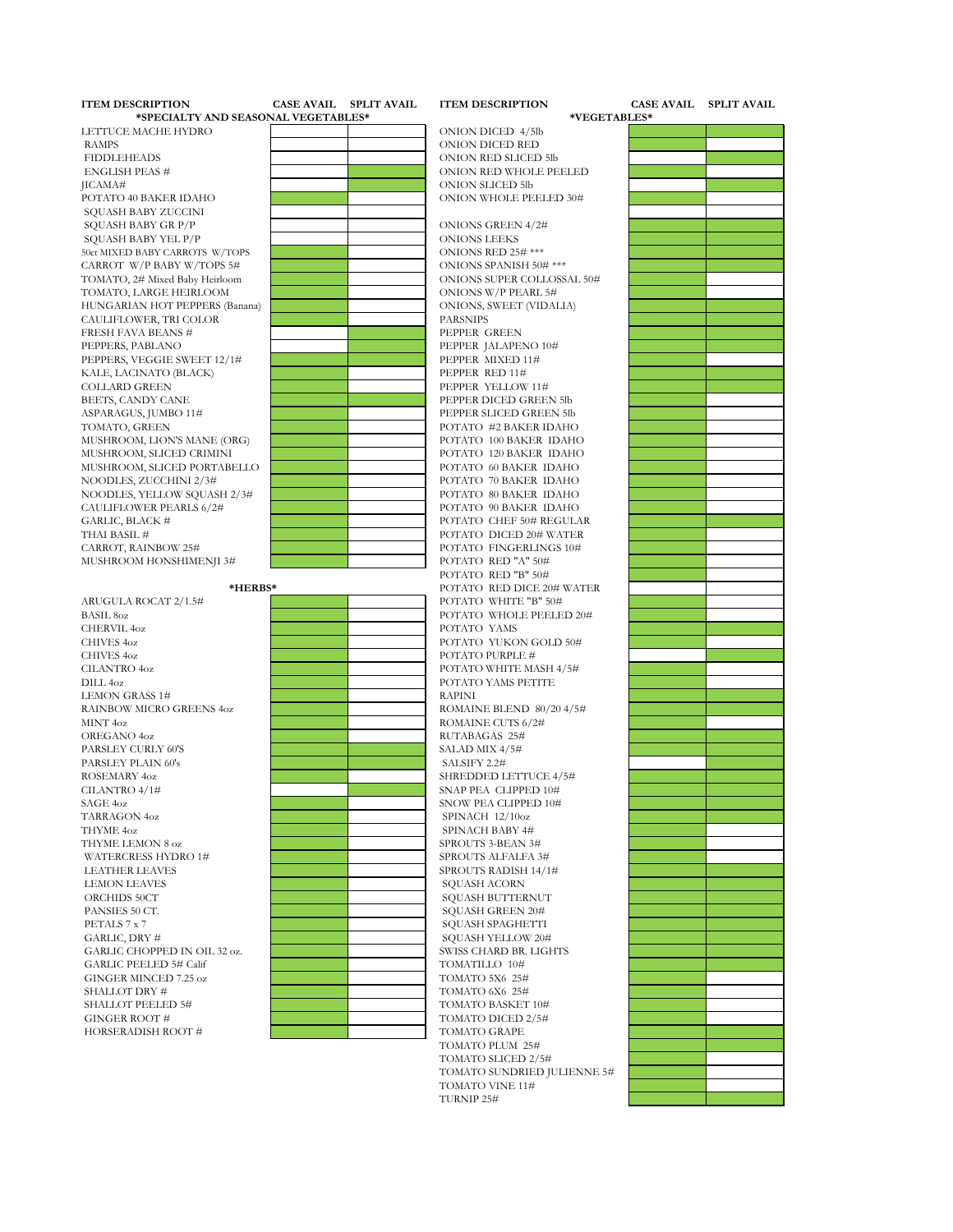## *SPECIALTY AND SEASONAL VEGETABLES*

Availability is indicated by shaded cells in the source; shaded cells are marked ✓ here.

| ITEM DESCRIPTION | CASE AVAIL | SPLIT AVAIL |
|---|---|---|
| LETTUCE MACHE HYDRO | | |
| RAMPS | | |
| FIDDLEHEADS | | |
| ENGLISH PEAS # | | ✓ |
| JICAMA# | | ✓ |
| POTATO 40 BAKER IDAHO | ✓ | |
| SQUASH BABY ZUCCINI | | |
| SQUASH BABY GR P/P | | |
| SQUASH BABY YEL P/P | | |
| 50ct MIXED BABY CARROTS W/TOPS | ✓ | |
| CARROT W/P BABY W/TOPS 5# | ✓ | |
| TOMATO, 2# Mixed Baby Heirloom | ✓ | |
| TOMATO, LARGE HEIRLOOM | ✓ | |
| HUNGARIAN HOT PEPPERS (Banana) | ✓ | |
| CAULIFLOWER, TRI COLOR | ✓ | |
| FRESH FAVA BEANS # | | ✓ |
| PEPPERS, PABLANO | | ✓ |
| PEPPERS, VEGGIE SWEET 12/1# | ✓ | |
| KALE, LACINATO (BLACK) | ✓ | |
| COLLARD GREEN | ✓ | |
| BEETS, CANDY CANE | ✓ | ✓ |
| ASPARAGUS, JUMBO 11# | ✓ | |
| TOMATO, GREEN | ✓ | |
| MUSHROOM, LION'S MANE (ORG) | ✓ | |
| MUSHROOM, SLICED CRIMINI | ✓ | |
| MUSHROOM, SLICED PORTABELLO | ✓ | |
| NOODLES, ZUCCHINI 2/3# | ✓ | |
| NOODLES, YELLOW SQUASH 2/3# | ✓ | |
| CAULIFLOWER PEARLS 6/2# | ✓ | |
| GARLIC, BLACK # | ✓ | |
| THAI BASIL # | ✓ | |
| CARROT, RAINBOW 25# | ✓ | |
| MUSHROOM HONSHIMENJI 3# | ✓ | |

## *HERBS*

| ITEM DESCRIPTION | CASE AVAIL | SPLIT AVAIL |
|---|---|---|
| ARUGULA ROCAT 2/1.5# | ✓ | |
| BASIL 8oz | ✓ | |
| CHERVIL 4oz | ✓ | |
| CHIVES 4oz | ✓ | |
| CHIVES 4oz | ✓ | |
| CILANTRO 4oz | ✓ | |
| DILL 4oz | ✓ | |
| LEMON GRASS 1# | ✓ | |
| RAINBOW MICRO GREENS 4oz | ✓ | |
| MINT 4oz | ✓ | |
| OREGANO 4oz | ✓ | |
| PARSLEY CURLY 60'S | ✓ | ✓ |
| PARSLEY PLAIN 60's | ✓ | ✓ |
| ROSEMARY 4oz | ✓ | |
| CILANTRO 4/1# | | ✓ |
| SAGE 4oz | ✓ | |
| TARRAGON 4oz | ✓ | |
| THYME 4oz | ✓ | |
| THYME LEMON 8 oz | ✓ | |
| WATERCRESS HYDRO 1# | ✓ | |
| LEATHER LEAVES | ✓ | |
| LEMON LEAVES | ✓ | |
| ORCHIDS 50CT | ✓ | |
| PANSIES 50 CT. | ✓ | |
| PETALS 7 x 7 | ✓ | |
| GARLIC, DRY # | ✓ | |
| GARLIC CHOPPED IN OIL 32 oz. | ✓ | |
| GARLIC PEELED 5# Calif | ✓ | |
| GINGER MINCED 7.25 oz | ✓ | |
| SHALLOT DRY # | ✓ | |
| SHALLOT PEELED 5# | ✓ | |
| GINGER ROOT # | ✓ | |
| HORSERADISH ROOT # | ✓ | |

## *VEGETABLES*

| ITEM DESCRIPTION | CASE AVAIL | SPLIT AVAIL |
|---|---|---|
| ONION DICED 4/5lb | ✓ | ✓ |
| ONION DICED RED | ✓ | |
| ONION RED SLICED 5lb | | ✓ |
| ONION RED WHOLE PEELED | ✓ | |
| ONION SLICED 5lb | | ✓ |
| ONION WHOLE PEELED 30# | ✓ | |
| | | |
| ONIONS GREEN 4/2# | ✓ | ✓ |
| ONIONS LEEKS | ✓ | ✓ |
| ONIONS RED 25# *** | ✓ | ✓ |
| ONIONS SPANISH 50# *** | ✓ | ✓ |
| ONIONS SUPER COLLOSSAL 50# | ✓ | |
| ONIONS W/P PEARL 5# | ✓ | |
| ONIONS, SWEET (VIDALIA) | ✓ | ✓ |
| PARSNIPS | ✓ | ✓ |
| PEPPER GREEN | ✓ | ✓ |
| PEPPER JALAPENO 10# | ✓ | ✓ |
| PEPPER MIXED 11# | ✓ | |
| PEPPER RED 11# | ✓ | ✓ |
| PEPPER YELLOW 11# | ✓ | ✓ |
| PEPPER DICED GREEN 5lb | ✓ | |
| PEPPER SLICED GREEN 5lb | ✓ | |
| POTATO #2 BAKER IDAHO | ✓ | |
| POTATO 100 BAKER IDAHO | ✓ | |
| POTATO 120 BAKER IDAHO | ✓ | |
| POTATO 60 BAKER IDAHO | ✓ | |
| POTATO 70 BAKER IDAHO | ✓ | |
| POTATO 80 BAKER IDAHO | ✓ | |
| POTATO 90 BAKER IDAHO | ✓ | |
| POTATO CHEF 50# REGULAR | ✓ | ✓ |
| POTATO DICED 20# WATER | ✓ | |
| POTATO FINGERLINGS 10# | ✓ | |
| POTATO RED "A" 50# | ✓ | |
| POTATO RED "B" 50# | ✓ | |
| POTATO RED DICE 20# WATER | | |
| POTATO WHITE "B" 50# | ✓ | |
| POTATO WHOLE PEELED 20# | ✓ | |
| POTATO YAMS | ✓ | ✓ |
| POTATO YUKON GOLD 50# | ✓ | |
| POTATO PURPLE # | | ✓ |
| POTATO WHITE MASH 4/5# | ✓ | |
| POTATO YAMS PETITE | ✓ | |
| RAPINI | ✓ | ✓ |
| ROMAINE BLEND 80/20 4/5# | ✓ | ✓ |
| ROMAINE CUTS 6/2# | ✓ | |
| RUTABAGAS 25# | ✓ | ✓ |
| SALAD MIX 4/5# | ✓ | ✓ |
| SALSIFY 2.2# | | ✓ |
| SHREDDED LETTUCE 4/5# | ✓ | ✓ |
| SNAP PEA CLIPPED 10# | ✓ | ✓ |
| SNOW PEA CLIPPED 10# | ✓ | ✓ |
| SPINACH 12/10oz | ✓ | ✓ |
| SPINACH BABY 4# | ✓ | |
| SPROUTS 3-BEAN 3# | ✓ | |
| SPROUTS ALFALFA 3# | ✓ | |
| SPROUTS RADISH 14/1# | ✓ | ✓ |
| SQUASH ACORN | ✓ | ✓ |
| SQUASH BUTTERNUT | ✓ | ✓ |
| SQUASH GREEN 20# | ✓ | ✓ |
| SQUASH SPAGHETTI | ✓ | ✓ |
| SQUASH YELLOW 20# | ✓ | ✓ |
| SWISS CHARD BR. LIGHTS | ✓ | ✓ |
| TOMATILLO 10# | ✓ | |
| TOMATO 5X6 25# | ✓ | |
| TOMATO 6X6 25# | ✓ | |
| TOMATO BASKET 10# | ✓ | |
| TOMATO DICED 2/5# | ✓ | |
| TOMATO GRAPE | ✓ | ✓ |
| TOMATO PLUM 25# | ✓ | ✓ |
| TOMATO SLICED 2/5# | ✓ | |
| TOMATO SUNDRIED JULIENNE 5# | ✓ | |
| TOMATO VINE 11# | ✓ | |
| TURNIP 25# | ✓ | ✓ |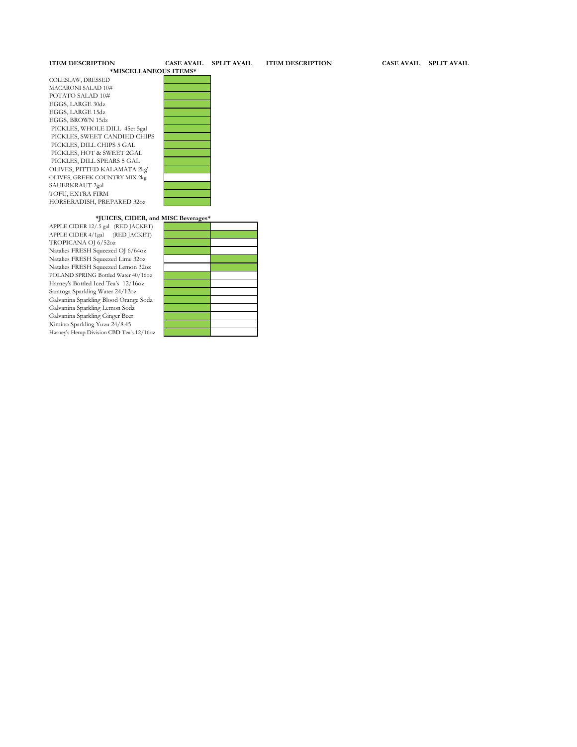| ITEM DESCRIPTION | CASE AVAIL | SPLIT AVAIL | ITEM DESCRIPTION | CASE AVAIL | SPLIT AVAIL |
|---|---|---|---|---|---|
| **\*MISCELLANEOUS ITEMS\*** | | | | | |
| COLESLAW, DRESSED | | | | | |
| MACARONI SALAD 10# | | | | | |
| POTATO SALAD 10# | | | | | |
| EGGS, LARGE 30dz | | | | | |
| EGGS, LARGE 15dz | | | | | |
| EGGS, BROWN 15dz | | | | | |
| PICKLES, WHOLE DILL 45ct 5gal | | | | | |
| PICKLES, SWEET CANDIED CHIPS | | | | | |
| PICKLES, DILL CHIPS 5 GAL | | | | | |
| PICKLES, HOT & SWEET 2GAL | | | | | |
| PICKLES, DILL SPEARS 5 GAL | | | | | |
| OLIVES, PITTED KALAMATA 2kg' | | | | | |
| OLIVES, GREEK COUNTRY MIX 2kg | | | | | |
| SAUERKRAUT 2gal | | | | | |
| TOFU, EXTRA FIRM | | | | | |
| HORSERADISH, PREPARED 32oz | | | | | |
| **\*JUICES, CIDER, and MISC Beverages\*** | | | | | |
| APPLE CIDER 12/.5 gal (RED JACKET) | | | | | |
| APPLE CIDER 4/1gal (RED JACKET) | | | | | |
| TROPICANA OJ 6/52oz | | | | | |
| Natalies FRESH Squeezed OJ 6/64oz | | | | | |
| Natalies FRESH Squeezed Lime 32oz | | | | | |
| Natalies FRESH Squeezed Lemon 32oz | | | | | |
| POLAND SPRING Bottled Water 40/16oz | | | | | |
| Harney's Bottled Iced Tea's 12/16oz | | | | | |
| Saratoga Sparkling Water 24/12oz | | | | | |
| Galvanina Sparkling Blood Orange Soda | | | | | |
| Galvanina Sparkling Lemon Soda | | | | | |
| Galvanina Sparkling Ginger Beer | | | | | |
| Kimino Sparkling Yuzu 24/8.45 | | | | | |
| Harney's Hemp Division CBD Tea's 12/16oz | | | | | |